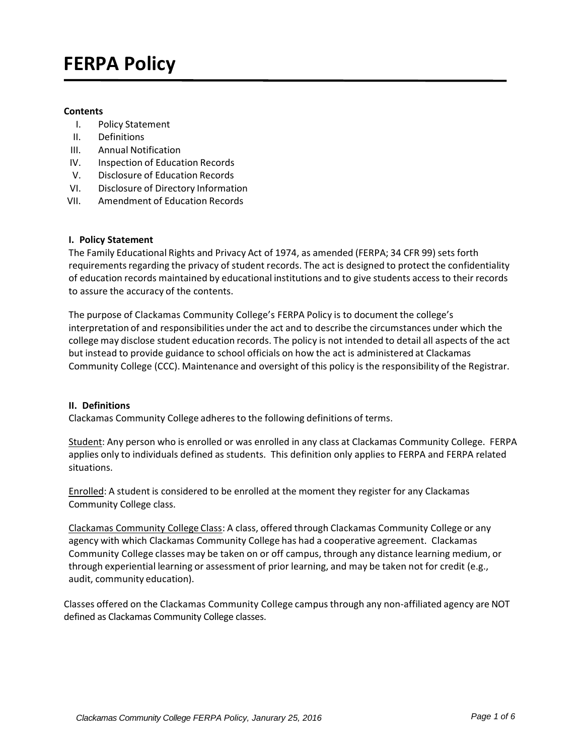# FERPA Policy

**Contents**

I. Policy Statement
II. Definitions
III. Annual Notification
IV. Inspection of Education Records
V. Disclosure of Education Records
VI. Disclosure of Directory Information
VII. Amendment of Education Records

## I. Policy Statement

The Family Educational Rights and Privacy Act of 1974, as amended (FERPA; 34 CFR 99) sets forth requirements regarding the privacy of student records. The act is designed to protect the confidentiality of education records maintained by educational institutions and to give students access to their records to assure the accuracy of the contents.

The purpose of Clackamas Community College's FERPA Policy is to document the college's interpretation of and responsibilities under the act and to describe the circumstances under which the college may disclose student education records. The policy is not intended to detail all aspects of the act but instead to provide guidance to school officials on how the act is administered at Clackamas Community College (CCC). Maintenance and oversight of this policy is the responsibility of the Registrar.

## II. Definitions

Clackamas Community College adheres to the following definitions of terms.

<u>Student</u>: Any person who is enrolled or was enrolled in any class at Clackamas Community College. FERPA applies only to individuals defined as students. This definition only applies to FERPA and FERPA related situations.

<u>Enrolled</u>: A student is considered to be enrolled at the moment they register for any Clackamas Community College class.

<u>Clackamas Community College Class</u>: A class, offered through Clackamas Community College or any agency with which Clackamas Community College has had a cooperative agreement. Clackamas Community College classes may be taken on or off campus, through any distance learning medium, or through experiential learning or assessment of prior learning, and may be taken not for credit (e.g., audit, community education).

Classes offered on the Clackamas Community College campus through any non-affiliated agency are NOT defined as Clackamas Community College classes.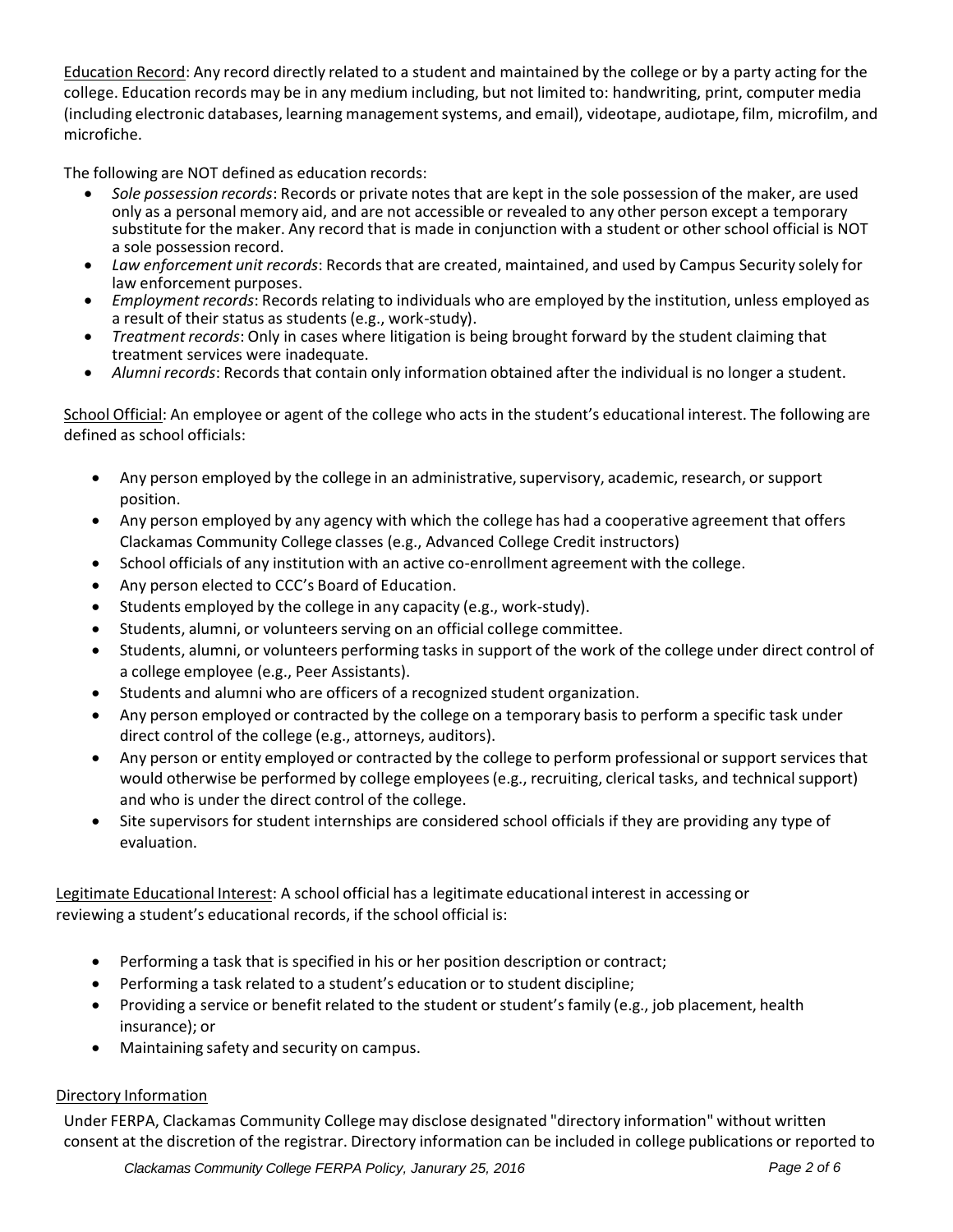<u>Education Record</u>: Any record directly related to a student and maintained by the college or by a party acting for the college. Education records may be in any medium including, but not limited to: handwriting, print, computer media (including electronic databases, learning management systems, and email), videotape, audiotape, film, microfilm, and microfiche.

The following are NOT defined as education records:

- *Sole possession records*: Records or private notes that are kept in the sole possession of the maker, are used only as a personal memory aid, and are not accessible or revealed to any other person except a temporary substitute for the maker. Any record that is made in conjunction with a student or other school official is NOT a sole possession record.
- *Law enforcement unit records*: Records that are created, maintained, and used by Campus Security solely for law enforcement purposes.
- *Employment records*: Records relating to individuals who are employed by the institution, unless employed as a result of their status as students (e.g., work-study).
- *Treatment records*: Only in cases where litigation is being brought forward by the student claiming that treatment services were inadequate.
- *Alumni records*: Records that contain only information obtained after the individual is no longer a student.

<u>School Official</u>: An employee or agent of the college who acts in the student's educational interest. The following are defined as school officials:

- Any person employed by the college in an administrative, supervisory, academic, research, or support position.
- Any person employed by any agency with which the college has had a cooperative agreement that offers Clackamas Community College classes (e.g., Advanced College Credit instructors)
- School officials of any institution with an active co-enrollment agreement with the college.
- Any person elected to CCC's Board of Education.
- Students employed by the college in any capacity (e.g., work-study).
- Students, alumni, or volunteers serving on an official college committee.
- Students, alumni, or volunteers performing tasks in support of the work of the college under direct control of a college employee (e.g., Peer Assistants).
- Students and alumni who are officers of a recognized student organization.
- Any person employed or contracted by the college on a temporary basis to perform a specific task under direct control of the college (e.g., attorneys, auditors).
- Any person or entity employed or contracted by the college to perform professional or support services that would otherwise be performed by college employees (e.g., recruiting, clerical tasks, and technical support) and who is under the direct control of the college.
- Site supervisors for student internships are considered school officials if they are providing any type of evaluation.

<u>Legitimate Educational Interest</u>: A school official has a legitimate educational interest in accessing or reviewing a student's educational records, if the school official is:

- Performing a task that is specified in his or her position description or contract;
- Performing a task related to a student's education or to student discipline;
- Providing a service or benefit related to the student or student's family (e.g., job placement, health insurance); or
- Maintaining safety and security on campus.

<u>Directory Information</u>

Under FERPA, Clackamas Community College may disclose designated "directory information" without written consent at the discretion of the registrar. Directory information can be included in college publications or reported to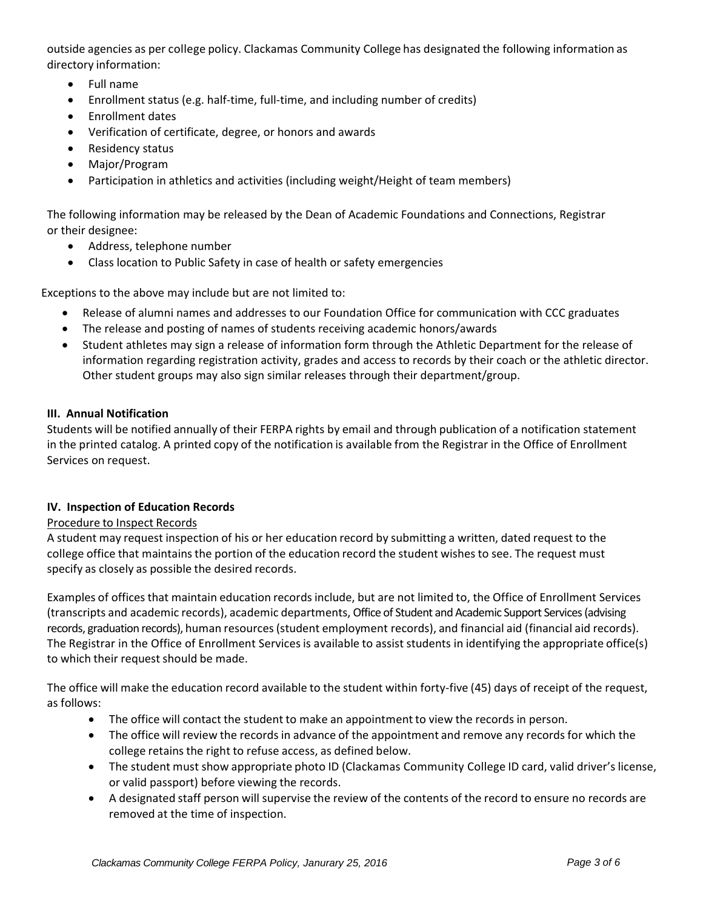outside agencies as per college policy. Clackamas Community College has designated the following information as directory information:

- Full name
- Enrollment status (e.g. half-time, full-time, and including number of credits)
- Enrollment dates
- Verification of certificate, degree, or honors and awards
- Residency status
- Major/Program
- Participation in athletics and activities (including weight/Height of team members)

The following information may be released by the Dean of Academic Foundations and Connections, Registrar or their designee:

- Address, telephone number
- Class location to Public Safety in case of health or safety emergencies

Exceptions to the above may include but are not limited to:

- Release of alumni names and addresses to our Foundation Office for communication with CCC graduates
- The release and posting of names of students receiving academic honors/awards
- Student athletes may sign a release of information form through the Athletic Department for the release of information regarding registration activity, grades and access to records by their coach or the athletic director. Other student groups may also sign similar releases through their department/group.

### III. Annual Notification

Students will be notified annually of their FERPA rights by email and through publication of a notification statement in the printed catalog. A printed copy of the notification is available from the Registrar in the Office of Enrollment Services on request.

### IV. Inspection of Education Records

Procedure to Inspect Records

A student may request inspection of his or her education record by submitting a written, dated request to the college office that maintains the portion of the education record the student wishes to see. The request must specify as closely as possible the desired records.

Examples of offices that maintain education records include, but are not limited to, the Office of Enrollment Services (transcripts and academic records), academic departments, Office of Student and Academic Support Services (advising records, graduation records), human resources (student employment records), and financial aid (financial aid records). The Registrar in the Office of Enrollment Services is available to assist students in identifying the appropriate office(s) to which their request should be made.

The office will make the education record available to the student within forty-five (45) days of receipt of the request, as follows:

- The office will contact the student to make an appointment to view the records in person.
- The office will review the records in advance of the appointment and remove any records for which the college retains the right to refuse access, as defined below.
- The student must show appropriate photo ID (Clackamas Community College ID card, valid driver's license, or valid passport) before viewing the records.
- A designated staff person will supervise the review of the contents of the record to ensure no records are removed at the time of inspection.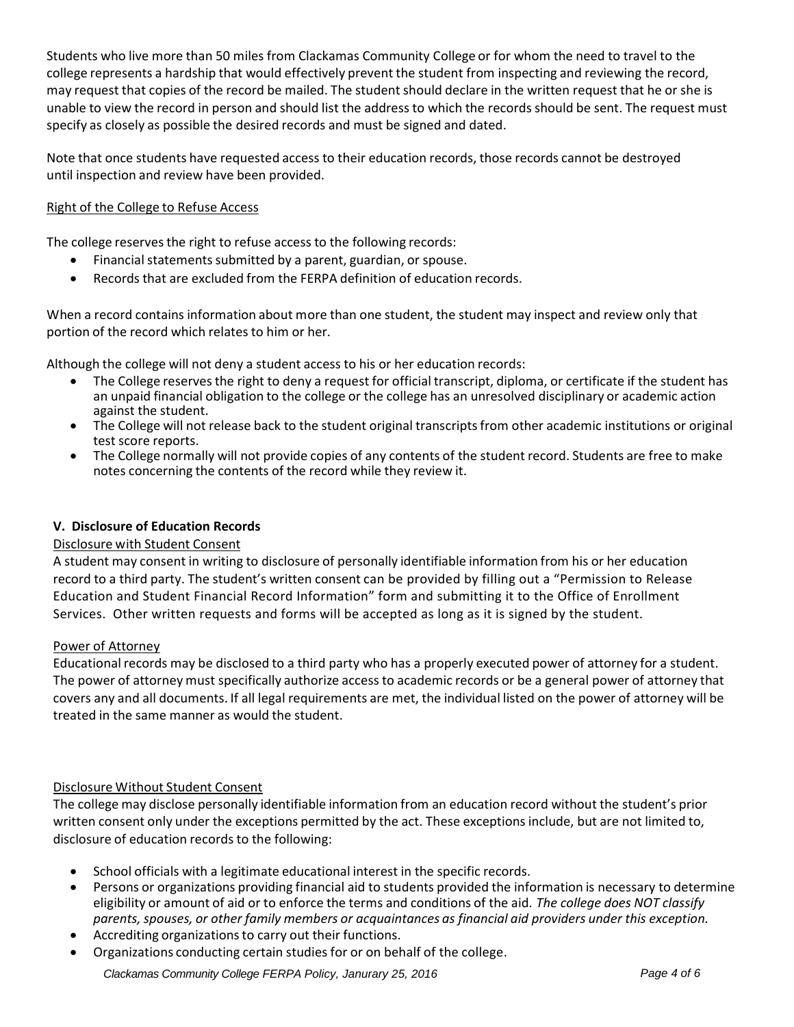Students who live more than 50 miles from Clackamas Community College or for whom the need to travel to the college represents a hardship that would effectively prevent the student from inspecting and reviewing the record, may request that copies of the record be mailed. The student should declare in the written request that he or she is unable to view the record in person and should list the address to which the records should be sent. The request must specify as closely as possible the desired records and must be signed and dated.

Note that once students have requested access to their education records, those records cannot be destroyed until inspection and review have been provided.

Right of the College to Refuse Access

The college reserves the right to refuse access to the following records:

- Financial statements submitted by a parent, guardian, or spouse.
- Records that are excluded from the FERPA definition of education records.

When a record contains information about more than one student, the student may inspect and review only that portion of the record which relates to him or her.

Although the college will not deny a student access to his or her education records:

- The College reserves the right to deny a request for official transcript, diploma, or certificate if the student has an unpaid financial obligation to the college or the college has an unresolved disciplinary or academic action against the student.
- The College will not release back to the student original transcripts from other academic institutions or original test score reports.
- The College normally will not provide copies of any contents of the student record. Students are free to make notes concerning the contents of the record while they review it.

## V. Disclosure of Education Records

Disclosure with Student Consent

A student may consent in writing to disclosure of personally identifiable information from his or her education record to a third party. The student's written consent can be provided by filling out a "Permission to Release Education and Student Financial Record Information" form and submitting it to the Office of Enrollment Services. Other written requests and forms will be accepted as long as it is signed by the student.

Power of Attorney

Educational records may be disclosed to a third party who has a properly executed power of attorney for a student. The power of attorney must specifically authorize access to academic records or be a general power of attorney that covers any and all documents. If all legal requirements are met, the individual listed on the power of attorney will be treated in the same manner as would the student.

Disclosure Without Student Consent

The college may disclose personally identifiable information from an education record without the student's prior written consent only under the exceptions permitted by the act. These exceptions include, but are not limited to, disclosure of education records to the following:

- School officials with a legitimate educational interest in the specific records.
- Persons or organizations providing financial aid to students provided the information is necessary to determine eligibility or amount of aid or to enforce the terms and conditions of the aid. *The college does NOT classify parents, spouses, or other family members or acquaintances as financial aid providers under this exception.*
- Accrediting organizations to carry out their functions.
- Organizations conducting certain studies for or on behalf of the college.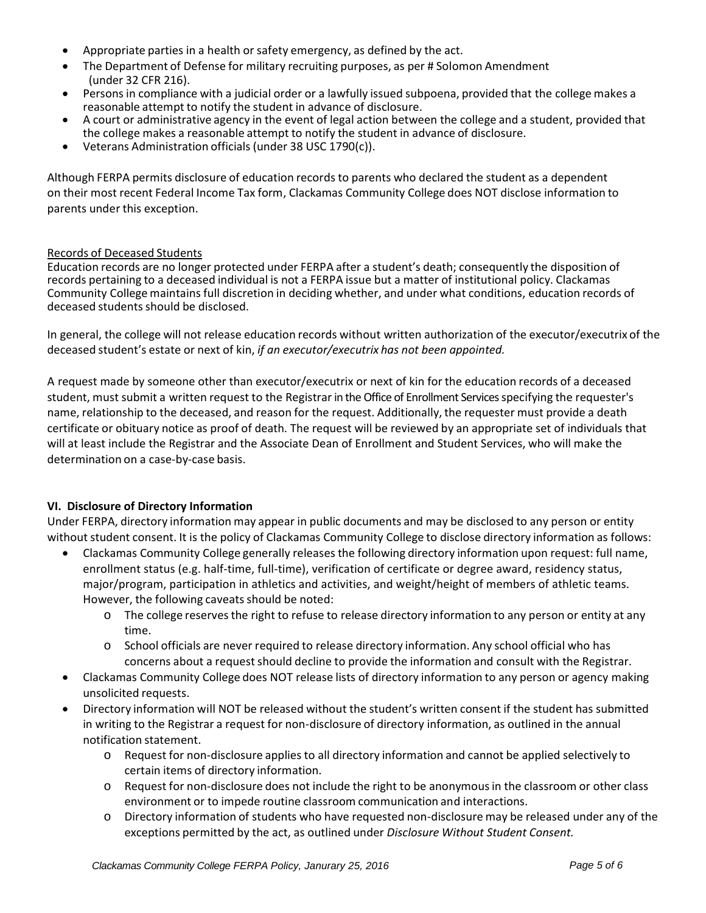- Appropriate parties in a health or safety emergency, as defined by the act.
- The Department of Defense for military recruiting purposes, as per # Solomon Amendment (under 32 CFR 216).
- Persons in compliance with a judicial order or a lawfully issued subpoena, provided that the college makes a reasonable attempt to notify the student in advance of disclosure.
- A court or administrative agency in the event of legal action between the college and a student, provided that the college makes a reasonable attempt to notify the student in advance of disclosure.
- Veterans Administration officials (under 38 USC 1790(c)).

Although FERPA permits disclosure of education records to parents who declared the student as a dependent on their most recent Federal Income Tax form, Clackamas Community College does NOT disclose information to parents under this exception.

<u>Records of Deceased Students</u>
Education records are no longer protected under FERPA after a student's death; consequently the disposition of records pertaining to a deceased individual is not a FERPA issue but a matter of institutional policy. Clackamas Community College maintains full discretion in deciding whether, and under what conditions, education records of deceased students should be disclosed.

In general, the college will not release education records without written authorization of the executor/executrix of the deceased student's estate or next of kin, *if an executor/executrix has not been appointed.*

A request made by someone other than executor/executrix or next of kin for the education records of a deceased student, must submit a written request to the Registrar in the Office of Enrollment Services specifying the requester's name, relationship to the deceased, and reason for the request. Additionally, the requester must provide a death certificate or obituary notice as proof of death. The request will be reviewed by an appropriate set of individuals that will at least include the Registrar and the Associate Dean of Enrollment and Student Services, who will make the determination on a case-by-case basis.

**VI. Disclosure of Directory Information**

Under FERPA, directory information may appear in public documents and may be disclosed to any person or entity without student consent. It is the policy of Clackamas Community College to disclose directory information as follows:

- Clackamas Community College generally releases the following directory information upon request: full name, enrollment status (e.g. half-time, full-time), verification of certificate or degree award, residency status, major/program, participation in athletics and activities, and weight/height of members of athletic teams. However, the following caveats should be noted:
  - The college reserves the right to refuse to release directory information to any person or entity at any time.
  - School officials are never required to release directory information. Any school official who has concerns about a request should decline to provide the information and consult with the Registrar.
- Clackamas Community College does NOT release lists of directory information to any person or agency making unsolicited requests.
- Directory information will NOT be released without the student's written consent if the student has submitted in writing to the Registrar a request for non-disclosure of directory information, as outlined in the annual notification statement.
  - Request for non-disclosure applies to all directory information and cannot be applied selectively to certain items of directory information.
  - Request for non-disclosure does not include the right to be anonymous in the classroom or other class environment or to impede routine classroom communication and interactions.
  - Directory information of students who have requested non-disclosure may be released under any of the exceptions permitted by the act, as outlined under *Disclosure Without Student Consent.*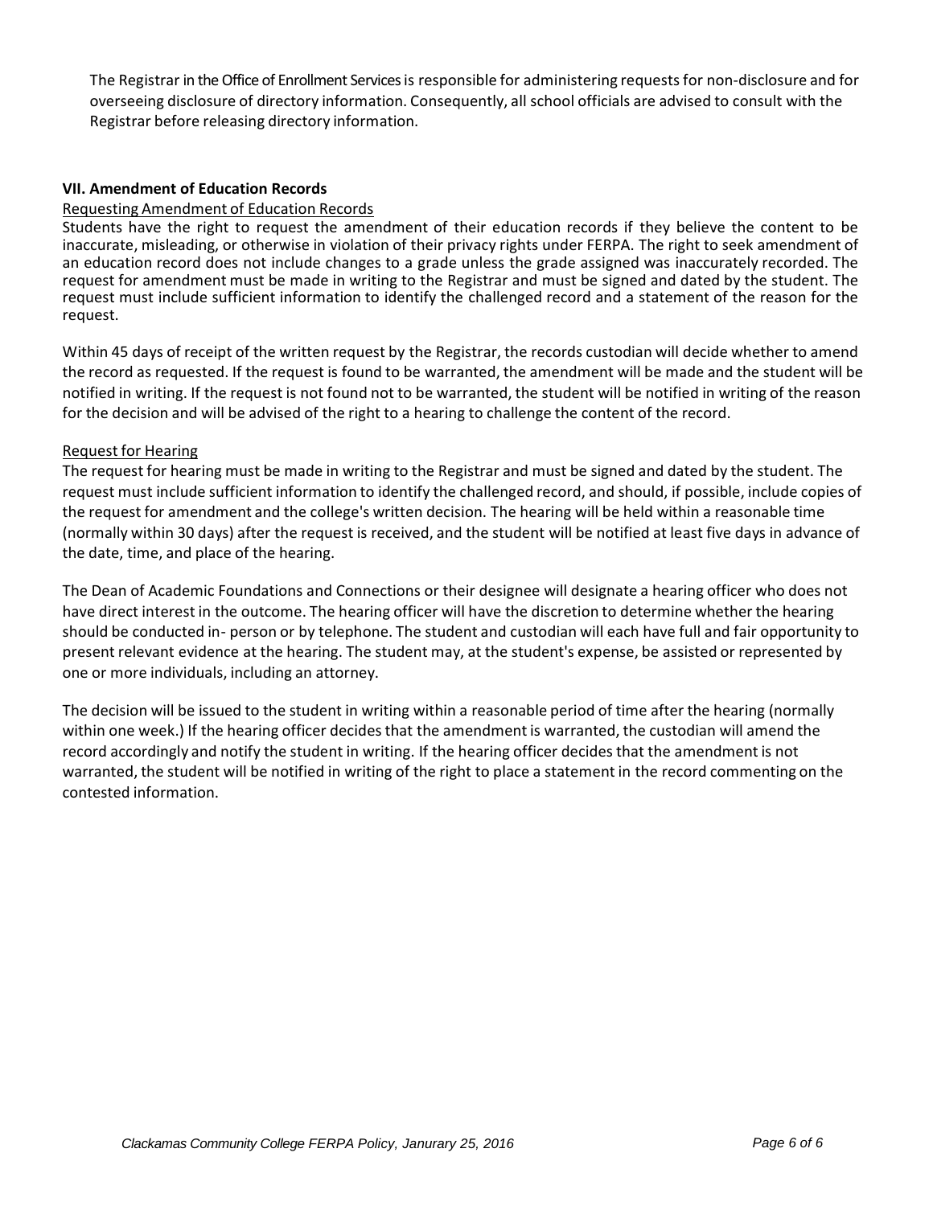The Registrar in the Office of Enrollment Services is responsible for administering requests for non-disclosure and for overseeing disclosure of directory information. Consequently, all school officials are advised to consult with the Registrar before releasing directory information.

**VII. Amendment of Education Records**

Requesting Amendment of Education Records

Students have the right to request the amendment of their education records if they believe the content to be inaccurate, misleading, or otherwise in violation of their privacy rights under FERPA. The right to seek amendment of an education record does not include changes to a grade unless the grade assigned was inaccurately recorded. The request for amendment must be made in writing to the Registrar and must be signed and dated by the student. The request must include sufficient information to identify the challenged record and a statement of the reason for the request.

Within 45 days of receipt of the written request by the Registrar, the records custodian will decide whether to amend the record as requested. If the request is found to be warranted, the amendment will be made and the student will be notified in writing. If the request is not found not to be warranted, the student will be notified in writing of the reason for the decision and will be advised of the right to a hearing to challenge the content of the record.

Request for Hearing

The request for hearing must be made in writing to the Registrar and must be signed and dated by the student. The request must include sufficient information to identify the challenged record, and should, if possible, include copies of the request for amendment and the college's written decision. The hearing will be held within a reasonable time (normally within 30 days) after the request is received, and the student will be notified at least five days in advance of the date, time, and place of the hearing.

The Dean of Academic Foundations and Connections or their designee will designate a hearing officer who does not have direct interest in the outcome. The hearing officer will have the discretion to determine whether the hearing should be conducted in- person or by telephone. The student and custodian will each have full and fair opportunity to present relevant evidence at the hearing. The student may, at the student's expense, be assisted or represented by one or more individuals, including an attorney.

The decision will be issued to the student in writing within a reasonable period of time after the hearing (normally within one week.) If the hearing officer decides that the amendment is warranted, the custodian will amend the record accordingly and notify the student in writing. If the hearing officer decides that the amendment is not warranted, the student will be notified in writing of the right to place a statement in the record commenting on the contested information.